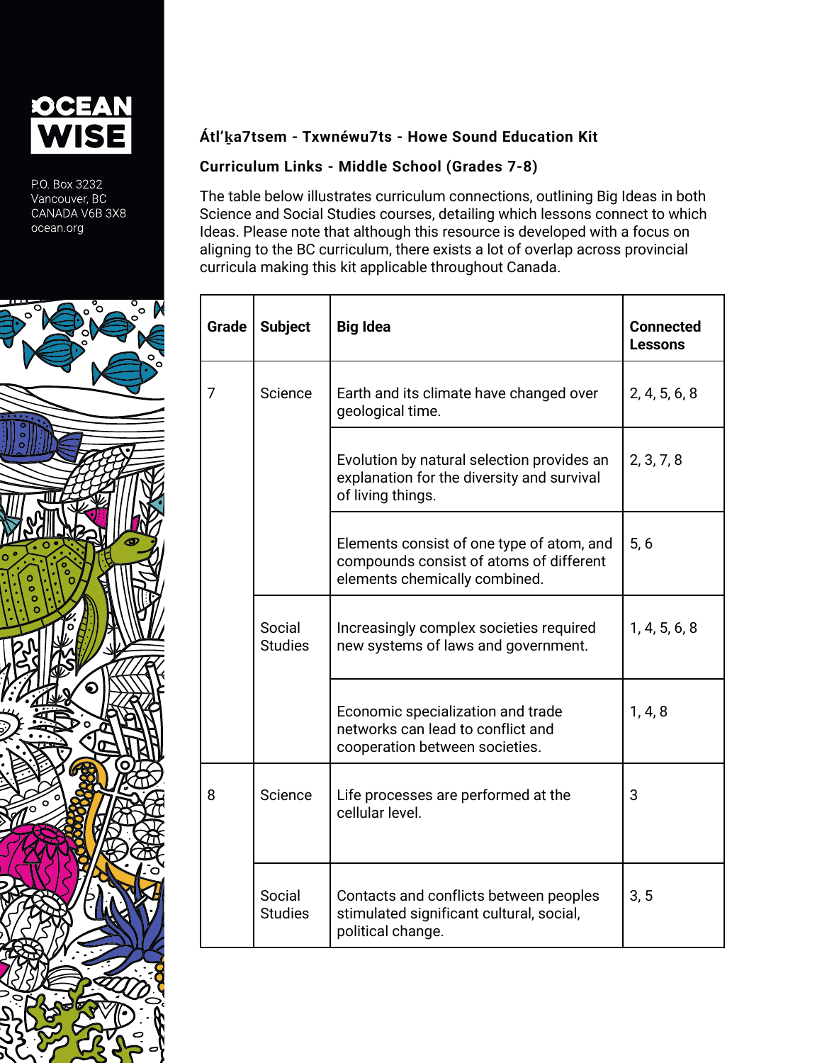OCEAN WISE

P.O. Box 3232
Vancouver, BC
CANADA V6B 3X8
ocean.org

**Átl’ḵa7tsem - Txwnéwu7ts - Howe Sound Education Kit**

**Curriculum Links - Middle School (Grades 7-8)**

The table below illustrates curriculum connections, outlining Big Ideas in both Science and Social Studies courses, detailing which lessons connect to which Ideas. Please note that although this resource is developed with a focus on aligning to the BC curriculum, there exists a lot of overlap across provincial curricula making this kit applicable throughout Canada.

| Grade | Subject | Big Idea | Connected Lessons |
|---|---|---|---|
| 7 | Science | Earth and its climate have changed over geological time. | 2, 4, 5, 6, 8 |
| | | Evolution by natural selection provides an explanation for the diversity and survival of living things. | 2, 3, 7, 8 |
| | | Elements consist of one type of atom, and compounds consist of atoms of different elements chemically combined. | 5, 6 |
| | Social Studies | Increasingly complex societies required new systems of laws and government. | 1, 4, 5, 6, 8 |
| | | Economic specialization and trade networks can lead to conflict and cooperation between societies. | 1, 4, 8 |
| 8 | Science | Life processes are performed at the cellular level. | 3 |
| | Social Studies | Contacts and conflicts between peoples stimulated significant cultural, social, political change. | 3, 5 |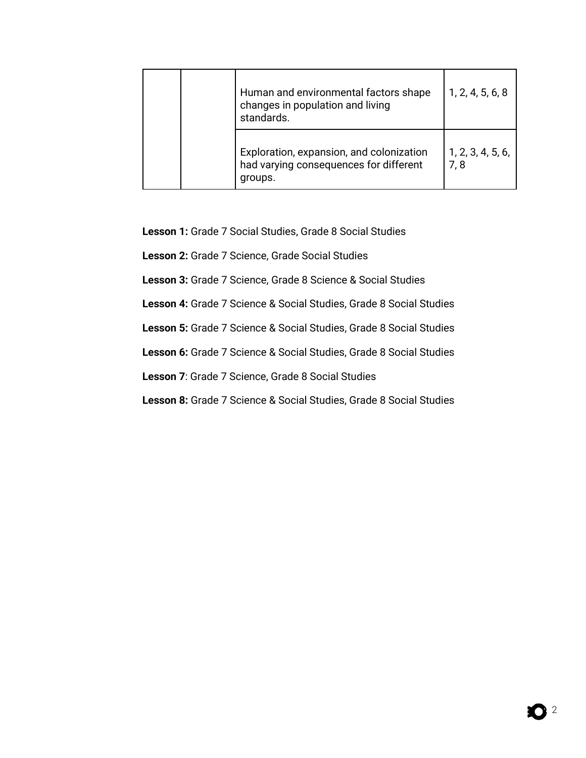| | | | |
|---|---|---|---|
| | | Human and environmental factors shape changes in population and living standards. | 1, 2, 4, 5, 6, 8 |
| | | Exploration, expansion, and colonization had varying consequences for different groups. | 1, 2, 3, 4, 5, 6, 7, 8 |

**Lesson 1:** Grade 7 Social Studies, Grade 8 Social Studies

**Lesson 2:** Grade 7 Science, Grade Social Studies

**Lesson 3:** Grade 7 Science, Grade 8 Science & Social Studies

**Lesson 4:** Grade 7 Science & Social Studies, Grade 8 Social Studies

**Lesson 5:** Grade 7 Science & Social Studies, Grade 8 Social Studies

**Lesson 6:** Grade 7 Science & Social Studies, Grade 8 Social Studies

**Lesson 7**: Grade 7 Science, Grade 8 Social Studies

**Lesson 8:** Grade 7 Science & Social Studies, Grade 8 Social Studies